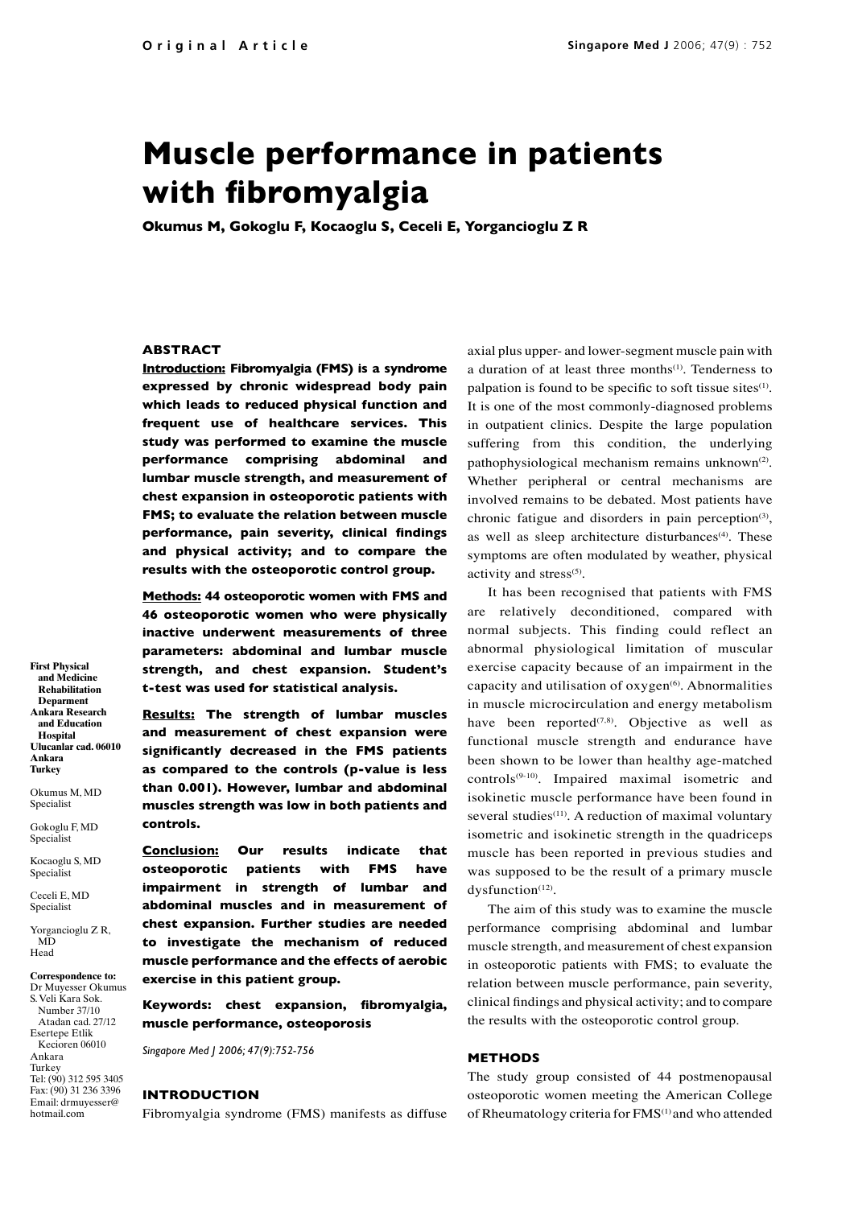# Muscle performance in patients with fibromyalgia

**Okumus M, Gokoglu F, Kocaoglu S, Ceceli E, Yorgancioglu Z R**

First Physical and Medicine Rehabilitation Deparment
Ankara Research and Education Hospital
Ulucanlar cad. 06010
Ankara
Turkey

Okumus M, MD
Specialist

Gokoglu F, MD
Specialist

Kocaoglu S, MD
Specialist

Ceceli E, MD
Specialist

Yorgancioglu Z R, MD
Head

**Correspondence to:**
Dr Muyesser Okumus
S. Veli Kara Sok.
Number 37/10
Atadan cad. 27/12
Esertepe Etlik
Kecioren 06010
Ankara
Turkey
Tel: (90) 312 595 3405
Fax: (90) 31 236 3396
Email: drmuyesser@hotmail.com

## ABSTRACT

**Introduction: Fibromyalgia (FMS) is a syndrome expressed by chronic widespread body pain which leads to reduced physical function and frequent use of healthcare services. This study was performed to examine the muscle performance comprising abdominal and lumbar muscle strength, and measurement of chest expansion in osteoporotic patients with FMS; to evaluate the relation between muscle performance, pain severity, clinical findings and physical activity; and to compare the results with the osteoporotic control group.**

**Methods: 44 osteoporotic women with FMS and 46 osteoporotic women who were physically inactive underwent measurements of three parameters: abdominal and lumbar muscle strength, and chest expansion. Student's t-test was used for statistical analysis.**

**Results: The strength of lumbar muscles and measurement of chest expansion were significantly decreased in the FMS patients as compared to the controls (p-value is less than 0.001). However, lumbar and abdominal muscles strength was low in both patients and controls.**

**Conclusion: Our results indicate that osteoporotic patients with FMS have impairment in strength of lumbar and abdominal muscles and in measurement of chest expansion. Further studies are needed to investigate the mechanism of reduced muscle performance and the effects of aerobic exercise in this patient group.**

**Keywords: chest expansion, fibromyalgia, muscle performance, osteoporosis**

*Singapore Med J 2006; 47(9):752-756*

## INTRODUCTION

Fibromyalgia syndrome (FMS) manifests as diffuse axial plus upper- and lower-segment muscle pain with a duration of at least three months[1]. Tenderness to palpation is found to be specific to soft tissue sites[1]. It is one of the most commonly-diagnosed problems in outpatient clinics. Despite the large population suffering from this condition, the underlying pathophysiological mechanism remains unknown[2]. Whether peripheral or central mechanisms are involved remains to be debated. Most patients have chronic fatigue and disorders in pain perception[3], as well as sleep architecture disturbances[4]. These symptoms are often modulated by weather, physical activity and stress[5].

It has been recognised that patients with FMS are relatively deconditioned, compared with normal subjects. This finding could reflect an abnormal physiological limitation of muscular exercise capacity because of an impairment in the capacity and utilisation of oxygen[6]. Abnormalities in muscle microcirculation and energy metabolism have been reported[7,8]. Objective as well as functional muscle strength and endurance have been shown to be lower than healthy age-matched controls[9-10]. Impaired maximal isometric and isokinetic muscle performance have been found in several studies[11]. A reduction of maximal voluntary isometric and isokinetic strength in the quadriceps muscle has been reported in previous studies and was supposed to be the result of a primary muscle dysfunction[12].

The aim of this study was to examine the muscle performance comprising abdominal and lumbar muscle strength, and measurement of chest expansion in osteoporotic patients with FMS; to evaluate the relation between muscle performance, pain severity, clinical findings and physical activity; and to compare the results with the osteoporotic control group.

## METHODS

The study group consisted of 44 postmenopausal osteoporotic women meeting the American College of Rheumatology criteria for FMS[1] and who attended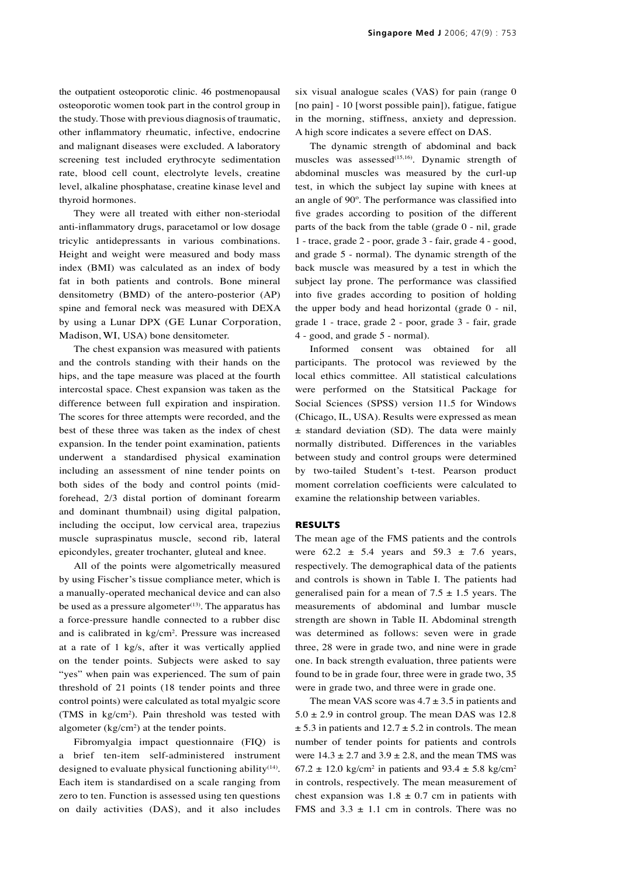the outpatient osteoporotic clinic. 46 postmenopausal osteoporotic women took part in the control group in the study. Those with previous diagnosis of traumatic, other inflammatory rheumatic, infective, endocrine and malignant diseases were excluded. A laboratory screening test included erythrocyte sedimentation rate, blood cell count, electrolyte levels, creatine level, alkaline phosphatase, creatine kinase level and thyroid hormones.

They were all treated with either non-steriodal anti-inflammatory drugs, paracetamol or low dosage tricylic antidepressants in various combinations. Height and weight were measured and body mass index (BMI) was calculated as an index of body fat in both patients and controls. Bone mineral densitometry (BMD) of the antero-posterior (AP) spine and femoral neck was measured with DEXA by using a Lunar DPX (GE Lunar Corporation, Madison, WI, USA) bone densitometer.

The chest expansion was measured with patients and the controls standing with their hands on the hips, and the tape measure was placed at the fourth intercostal space. Chest expansion was taken as the difference between full expiration and inspiration. The scores for three attempts were recorded, and the best of these three was taken as the index of chest expansion. In the tender point examination, patients underwent a standardised physical examination including an assessment of nine tender points on both sides of the body and control points (mid-forehead, 2/3 distal portion of dominant forearm and dominant thumbnail) using digital palpation, including the occiput, low cervical area, trapezius muscle supraspinatus muscle, second rib, lateral epicondyles, greater trochanter, gluteal and knee.

All of the points were algometrically measured by using Fischer's tissue compliance meter, which is a manually-operated mechanical device and can also be used as a pressure algometer[13]. The apparatus has a force-pressure handle connected to a rubber disc and is calibrated in kg/cm$^2$. Pressure was increased at a rate of 1 kg/s, after it was vertically applied on the tender points. Subjects were asked to say "yes" when pain was experienced. The sum of pain threshold of 21 points (18 tender points and three control points) were calculated as total myalgic score (TMS in kg/cm$^2$). Pain threshold was tested with algometer (kg/cm$^2$) at the tender points.

Fibromyalgia impact questionnaire (FIQ) is a brief ten-item self-administered instrument designed to evaluate physical functioning ability[14]. Each item is standardised on a scale ranging from zero to ten. Function is assessed using ten questions on daily activities (DAS), and it also includes six visual analogue scales (VAS) for pain (range 0 [no pain] - 10 [worst possible pain]), fatigue, fatigue in the morning, stiffness, anxiety and depression. A high score indicates a severe effect on DAS.

The dynamic strength of abdominal and back muscles was assessed[15,16]. Dynamic strength of abdominal muscles was measured by the curl-up test, in which the subject lay supine with knees at an angle of 90°. The performance was classified into five grades according to position of the different parts of the back from the table (grade 0 - nil, grade 1 - trace, grade 2 - poor, grade 3 - fair, grade 4 - good, and grade 5 - normal). The dynamic strength of the back muscle was measured by a test in which the subject lay prone. The performance was classified into five grades according to position of holding the upper body and head horizontal (grade 0 - nil, grade 1 - trace, grade 2 - poor, grade 3 - fair, grade 4 - good, and grade 5 - normal).

Informed consent was obtained for all participants. The protocol was reviewed by the local ethics committee. All statistical calculations were performed on the Statsitical Package for Social Sciences (SPSS) version 11.5 for Windows (Chicago, IL, USA). Results were expressed as mean ± standard deviation (SD). The data were mainly normally distributed. Differences in the variables between study and control groups were determined by two-tailed Student's t-test. Pearson product moment correlation coefficients were calculated to examine the relationship between variables.

## RESULTS

The mean age of the FMS patients and the controls were $62.2 \pm 5.4$ years and $59.3 \pm 7.6$ years, respectively. The demographical data of the patients and controls is shown in Table I. The patients had generalised pain for a mean of $7.5 \pm 1.5$ years. The measurements of abdominal and lumbar muscle strength are shown in Table II. Abdominal strength was determined as follows: seven were in grade three, 28 were in grade two, and nine were in grade one. In back strength evaluation, three patients were found to be in grade four, three were in grade two, 35 were in grade two, and three were in grade one.

The mean VAS score was $4.7 \pm 3.5$ in patients and $5.0 \pm 2.9$ in control group. The mean DAS was 12.8 $\pm$ 5.3 in patients and $12.7 \pm 5.2$ in controls. The mean number of tender points for patients and controls were $14.3 \pm 2.7$ and $3.9 \pm 2.8$, and the mean TMS was $67.2 \pm 12.0$ kg/cm$^2$ in patients and $93.4 \pm 5.8$ kg/cm$^2$ in controls, respectively. The mean measurement of chest expansion was $1.8 \pm 0.7$ cm in patients with FMS and $3.3 \pm 1.1$ cm in controls. There was no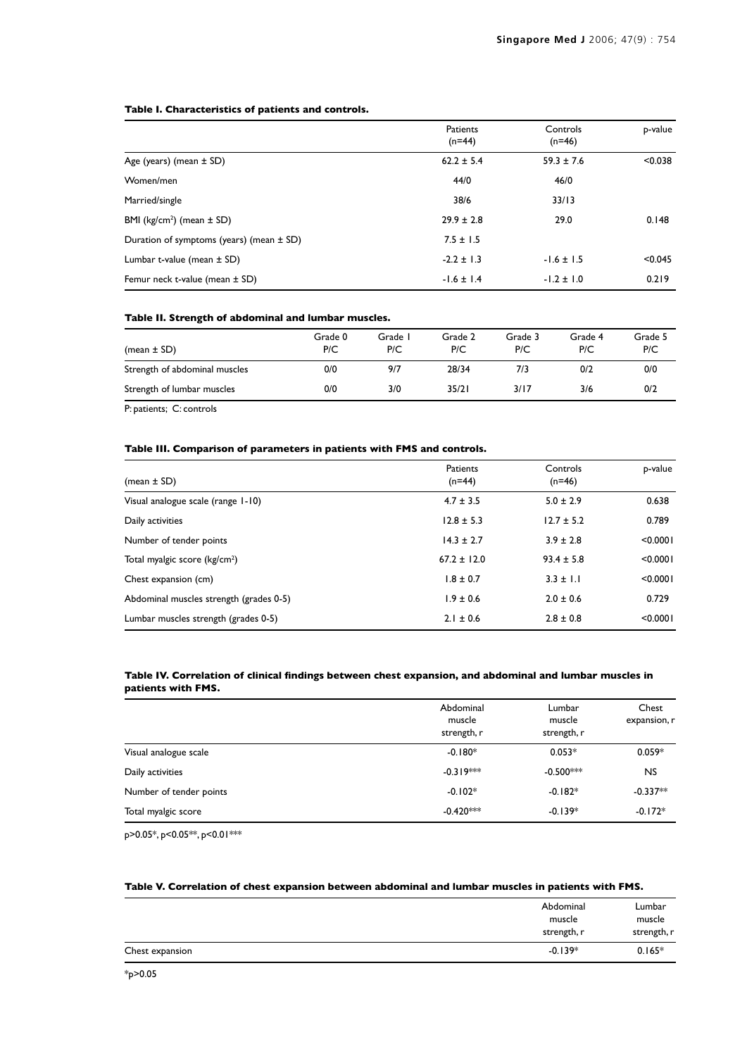**Table I. Characteristics of patients and controls.**

| | Patients (n=44) | Controls (n=46) | p-value |
|---|---|---|---|
| Age (years) (mean ± SD) | 62.2 ± 5.4 | 59.3 ± 7.6 | <0.038 |
| Women/men | 44/0 | 46/0 | |
| Married/single | 38/6 | 33/13 | |
| BMI (kg/cm$^2$) (mean ± SD) | 29.9 ± 2.8 | 29.0 | 0.148 |
| Duration of symptoms (years) (mean ± SD) | 7.5 ± 1.5 | | |
| Lumbar t-value (mean ± SD) | -2.2 ± 1.3 | -1.6 ± 1.5 | <0.045 |
| Femur neck t-value (mean ± SD) | -1.6 ± 1.4 | -1.2 ± 1.0 | 0.219 |

**Table II. Strength of abdominal and lumbar muscles.**

| (mean ± SD) | Grade 0 P/C | Grade 1 P/C | Grade 2 P/C | Grade 3 P/C | Grade 4 P/C | Grade 5 P/C |
|---|---|---|---|---|---|---|
| Strength of abdominal muscles | 0/0 | 9/7 | 28/34 | 7/3 | 0/2 | 0/0 |
| Strength of lumbar muscles | 0/0 | 3/0 | 35/21 | 3/17 | 3/6 | 0/2 |

P: patients; C: controls

**Table III. Comparison of parameters in patients with FMS and controls.**

| (mean ± SD) | Patients (n=44) | Controls (n=46) | p-value |
|---|---|---|---|
| Visual analogue scale (range 1-10) | 4.7 ± 3.5 | 5.0 ± 2.9 | 0.638 |
| Daily activities | 12.8 ± 5.3 | 12.7 ± 5.2 | 0.789 |
| Number of tender points | 14.3 ± 2.7 | 3.9 ± 2.8 | <0.0001 |
| Total myalgic score (kg/cm$^2$) | 67.2 ± 12.0 | 93.4 ± 5.8 | <0.0001 |
| Chest expansion (cm) | 1.8 ± 0.7 | 3.3 ± 1.1 | <0.0001 |
| Abdominal muscles strength (grades 0-5) | 1.9 ± 0.6 | 2.0 ± 0.6 | 0.729 |
| Lumbar muscles strength (grades 0-5) | 2.1 ± 0.6 | 2.8 ± 0.8 | <0.0001 |

**Table IV. Correlation of clinical findings between chest expansion, and abdominal and lumbar muscles in patients with FMS.**

| | Abdominal muscle strength, r | Lumbar muscle strength, r | Chest expansion, r |
|---|---|---|---|
| Visual analogue scale | -0.180* | 0.053* | 0.059* |
| Daily activities | -0.319*** | -0.500*** | NS |
| Number of tender points | -0.102* | -0.182* | -0.337** |
| Total myalgic score | -0.420*** | -0.139* | -0.172* |

p>0.05*, p<0.05**, p<0.01***

**Table V. Correlation of chest expansion between abdominal and lumbar muscles in patients with FMS.**

| | Abdominal muscle strength, r | Lumbar muscle strength, r |
|---|---|---|
| Chest expansion | -0.139* | 0.165* |

*p>0.05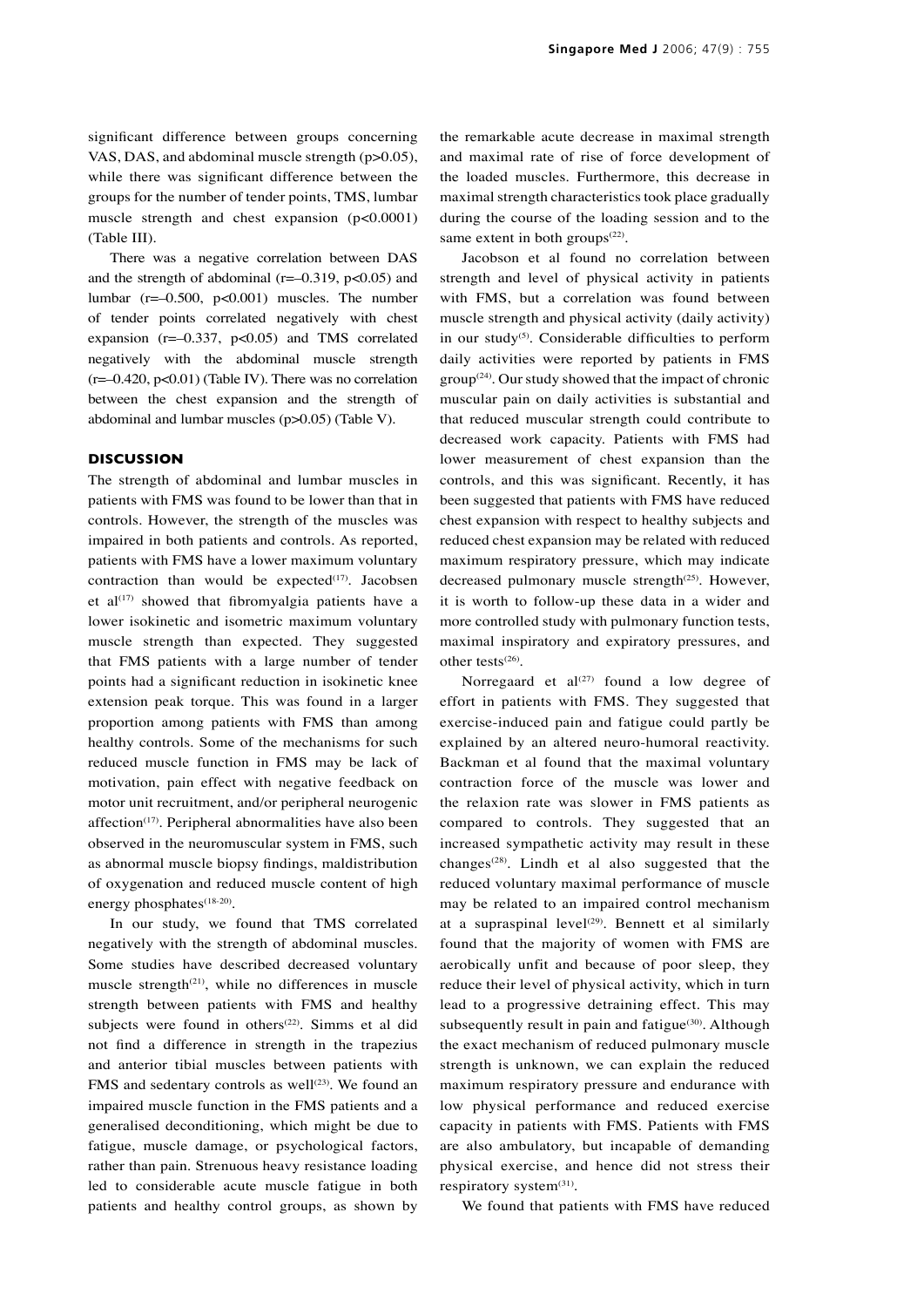significant difference between groups concerning VAS, DAS, and abdominal muscle strength ($p>0.05$), while there was significant difference between the groups for the number of tender points, TMS, lumbar muscle strength and chest expansion ($p<0.0001$) (Table III).

There was a negative correlation between DAS and the strength of abdominal ($r=-0.319$, $p<0.05$) and lumbar ($r=-0.500$, $p<0.001$) muscles. The number of tender points correlated negatively with chest expansion ($r=-0.337$, $p<0.05$) and TMS correlated negatively with the abdominal muscle strength ($r=-0.420$, $p<0.01$) (Table IV). There was no correlation between the chest expansion and the strength of abdominal and lumbar muscles ($p>0.05$) (Table V).

## DISCUSSION

The strength of abdominal and lumbar muscles in patients with FMS was found to be lower than that in controls. However, the strength of the muscles was impaired in both patients and controls. As reported, patients with FMS have a lower maximum voluntary contraction than would be expected[17]. Jacobsen et al[17] showed that fibromyalgia patients have a lower isokinetic and isometric maximum voluntary muscle strength than expected. They suggested that FMS patients with a large number of tender points had a significant reduction in isokinetic knee extension peak torque. This was found in a larger proportion among patients with FMS than among healthy controls. Some of the mechanisms for such reduced muscle function in FMS may be lack of motivation, pain effect with negative feedback on motor unit recruitment, and/or peripheral neurogenic affection[17]. Peripheral abnormalities have also been observed in the neuromuscular system in FMS, such as abnormal muscle biopsy findings, maldistribution of oxygenation and reduced muscle content of high energy phosphates[18-20].

In our study, we found that TMS correlated negatively with the strength of abdominal muscles. Some studies have described decreased voluntary muscle strength[21], while no differences in muscle strength between patients with FMS and healthy subjects were found in others[22]. Simms et al did not find a difference in strength in the trapezius and anterior tibial muscles between patients with FMS and sedentary controls as well[23]. We found an impaired muscle function in the FMS patients and a generalised deconditioning, which might be due to fatigue, muscle damage, or psychological factors, rather than pain. Strenuous heavy resistance loading led to considerable acute muscle fatigue in both patients and healthy control groups, as shown by the remarkable acute decrease in maximal strength and maximal rate of rise of force development of the loaded muscles. Furthermore, this decrease in maximal strength characteristics took place gradually during the course of the loading session and to the same extent in both groups[22].

Jacobson et al found no correlation between strength and level of physical activity in patients with FMS, but a correlation was found between muscle strength and physical activity (daily activity) in our study[5]. Considerable difficulties to perform daily activities were reported by patients in FMS group[24]. Our study showed that the impact of chronic muscular pain on daily activities is substantial and that reduced muscular strength could contribute to decreased work capacity. Patients with FMS had lower measurement of chest expansion than the controls, and this was significant. Recently, it has been suggested that patients with FMS have reduced chest expansion with respect to healthy subjects and reduced chest expansion may be related with reduced maximum respiratory pressure, which may indicate decreased pulmonary muscle strength[25]. However, it is worth to follow-up these data in a wider and more controlled study with pulmonary function tests, maximal inspiratory and expiratory pressures, and other tests[26].

Norregaard et al[27] found a low degree of effort in patients with FMS. They suggested that exercise-induced pain and fatigue could partly be explained by an altered neuro-humoral reactivity. Backman et al found that the maximal voluntary contraction force of the muscle was lower and the relaxion rate was slower in FMS patients as compared to controls. They suggested that an increased sympathetic activity may result in these changes[28]. Lindh et al also suggested that the reduced voluntary maximal performance of muscle may be related to an impaired control mechanism at a supraspinal level[29]. Bennett et al similarly found that the majority of women with FMS are aerobically unfit and because of poor sleep, they reduce their level of physical activity, which in turn lead to a progressive detraining effect. This may subsequently result in pain and fatigue[30]. Although the exact mechanism of reduced pulmonary muscle strength is unknown, we can explain the reduced maximum respiratory pressure and endurance with low physical performance and reduced exercise capacity in patients with FMS. Patients with FMS are also ambulatory, but incapable of demanding physical exercise, and hence did not stress their respiratory system[31].

We found that patients with FMS have reduced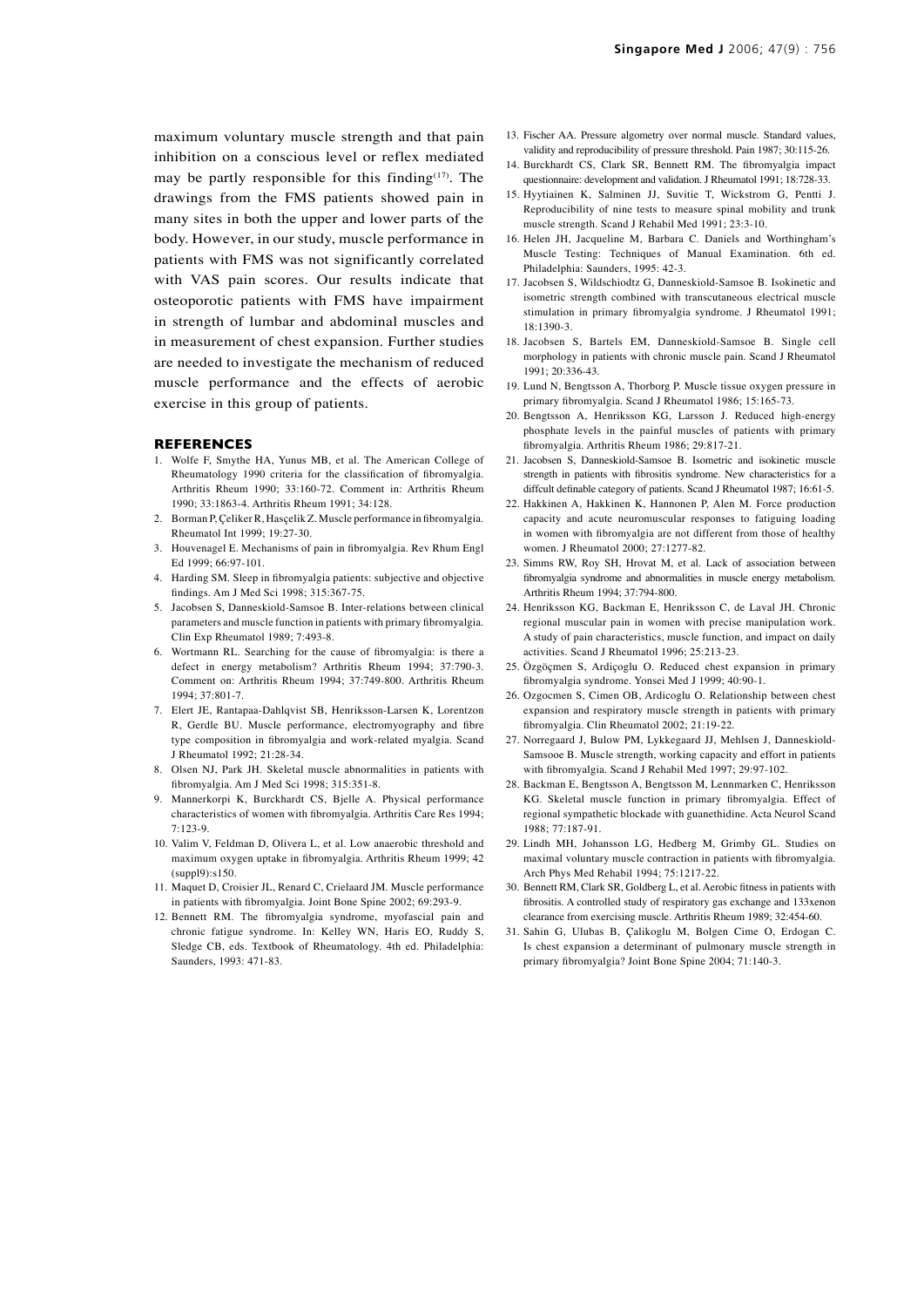maximum voluntary muscle strength and that pain inhibition on a conscious level or reflex mediated may be partly responsible for this finding[17]. The drawings from the FMS patients showed pain in many sites in both the upper and lower parts of the body. However, in our study, muscle performance in patients with FMS was not significantly correlated with VAS pain scores. Our results indicate that osteoporotic patients with FMS have impairment in strength of lumbar and abdominal muscles and in measurement of chest expansion. Further studies are needed to investigate the mechanism of reduced muscle performance and the effects of aerobic exercise in this group of patients.

## REFERENCES

1. Wolfe F, Smythe HA, Yunus MB, et al. The American College of Rheumatology 1990 criteria for the classification of fibromyalgia. Arthritis Rheum 1990; 33:160-72. Comment in: Arthritis Rheum 1990; 33:1863-4. Arthritis Rheum 1991; 34:128.
2. Borman P, Çeliker R, Hasçelik Z. Muscle performance in fibromyalgia. Rheumatol Int 1999; 19:27-30.
3. Houvenagel E. Mechanisms of pain in fibromyalgia. Rev Rhum Engl Ed 1999; 66:97-101.
4. Harding SM. Sleep in fibromyalgia patients: subjective and objective findings. Am J Med Sci 1998; 315:367-75.
5. Jacobsen S, Danneskiold-Samsoe B. Inter-relations between clinical parameters and muscle function in patients with primary fibromyalgia. Clin Exp Rheumatol 1989; 7:493-8.
6. Wortmann RL. Searching for the cause of fibromyalgia: is there a defect in energy metabolism? Arthritis Rheum 1994; 37:790-3. Comment on: Arthritis Rheum 1994; 37:749-800. Arthritis Rheum 1994; 37:801-7.
7. Elert JE, Rantapaa-Dahlqvist SB, Henriksson-Larsen K, Lorentzon R, Gerdle BU. Muscle performance, electromyography and fibre type composition in fibromyalgia and work-related myalgia. Scand J Rheumatol 1992; 21:28-34.
8. Olsen NJ, Park JH. Skeletal muscle abnormalities in patients with fibromyalgia. Am J Med Sci 1998; 315:351-8.
9. Mannerkorpi K, Burckhardt CS, Bjelle A. Physical performance characteristics of women with fibromyalgia. Arthritis Care Res 1994; 7:123-9.
10. Valim V, Feldman D, Olivera L, et al. Low anaerobic threshold and maximum oxygen uptake in fibromyalgia. Arthritis Rheum 1999; 42 (suppl9):s150.
11. Maquet D, Croisier JL, Renard C, Crielaard JM. Muscle performance in patients with fibromyalgia. Joint Bone Spine 2002; 69:293-9.
12. Bennett RM. The fibromyalgia syndrome, myofascial pain and chronic fatigue syndrome. In: Kelley WN, Haris EO, Ruddy S, Sledge CB, eds. Textbook of Rheumatology. 4th ed. Philadelphia: Saunders, 1993: 471-83.
13. Fischer AA. Pressure algometry over normal muscle. Standard values, validity and reproducibility of pressure threshold. Pain 1987; 30:115-26.
14. Burckhardt CS, Clark SR, Bennett RM. The fibromyalgia impact questionnaire: development and validation. J Rheumatol 1991; 18:728-33.
15. Hyytiainen K, Salminen JJ, Suvitie T, Wickstrom G, Pentti J. Reproducibility of nine tests to measure spinal mobility and trunk muscle strength. Scand J Rehabil Med 1991; 23:3-10.
16. Helen JH, Jacqueline M, Barbara C. Daniels and Worthingham's Muscle Testing: Techniques of Manual Examination. 6th ed. Philadelphia: Saunders, 1995: 42-3.
17. Jacobsen S, Wildschiodtz G, Danneskiold-Samsoe B. Isokinetic and isometric strength combined with transcutaneous electrical muscle stimulation in primary fibromyalgia syndrome. J Rheumatol 1991; 18:1390-3.
18. Jacobsen S, Bartels EM, Danneskiold-Samsoe B. Single cell morphology in patients with chronic muscle pain. Scand J Rheumatol 1991; 20:336-43.
19. Lund N, Bengtsson A, Thorborg P. Muscle tissue oxygen pressure in primary fibromyalgia. Scand J Rheumatol 1986; 15:165-73.
20. Bengtsson A, Henriksson KG, Larsson J. Reduced high-energy phosphate levels in the painful muscles of patients with primary fibromyalgia. Arthritis Rheum 1986; 29:817-21.
21. Jacobsen S, Danneskiold-Samsoe B. Isometric and isokinetic muscle strength in patients with fibrositis syndrome. New characteristics for a diffcult definable category of patients. Scand J Rheumatol 1987; 16:61-5.
22. Hakkinen A, Hakkinen K, Hannonen P, Alen M. Force production capacity and acute neuromuscular responses to fatiguing loading in women with fibromyalgia are not different from those of healthy women. J Rheumatol 2000; 27:1277-82.
23. Simms RW, Roy SH, Hrovat M, et al. Lack of association between fibromyalgia syndrome and abnormalities in muscle energy metabolism. Arthritis Rheum 1994; 37:794-800.
24. Henriksson KG, Backman E, Henriksson C, de Laval JH. Chronic regional muscular pain in women with precise manipulation work. A study of pain characteristics, muscle function, and impact on daily activities. Scand J Rheumatol 1996; 25:213-23.
25. Özgöçmen S, Ardiçoglu O. Reduced chest expansion in primary fibromyalgia syndrome. Yonsei Med J 1999; 40:90-1.
26. Ozgocmen S, Cimen OB, Ardicoglu O. Relationship between chest expansion and respiratory muscle strength in patients with primary fibromyalgia. Clin Rheumatol 2002; 21:19-22.
27. Norregaard J, Bulow PM, Lykkegaard JJ, Mehlsen J, Danneskiold-Samsooe B. Muscle strength, working capacity and effort in patients with fibromyalgia. Scand J Rehabil Med 1997; 29:97-102.
28. Backman E, Bengtsson A, Bengtsson M, Lennmarken C, Henriksson KG. Skeletal muscle function in primary fibromyalgia. Effect of regional sympathetic blockade with guanethidine. Acta Neurol Scand 1988; 77:187-91.
29. Lindh MH, Johansson LG, Hedberg M, Grimby GL. Studies on maximal voluntary muscle contraction in patients with fibromyalgia. Arch Phys Med Rehabil 1994; 75:1217-22.
30. Bennett RM, Clark SR, Goldberg L, et al. Aerobic fitness in patients with fibrositis. A controlled study of respiratory gas exchange and 133xenon clearance from exercising muscle. Arthritis Rheum 1989; 32:454-60.
31. Sahin G, Ulubas B, Çalikoglu M, Bolgen Cime O, Erdogan C. Is chest expansion a determinant of pulmonary muscle strength in primary fibromyalgia? Joint Bone Spine 2004; 71:140-3.